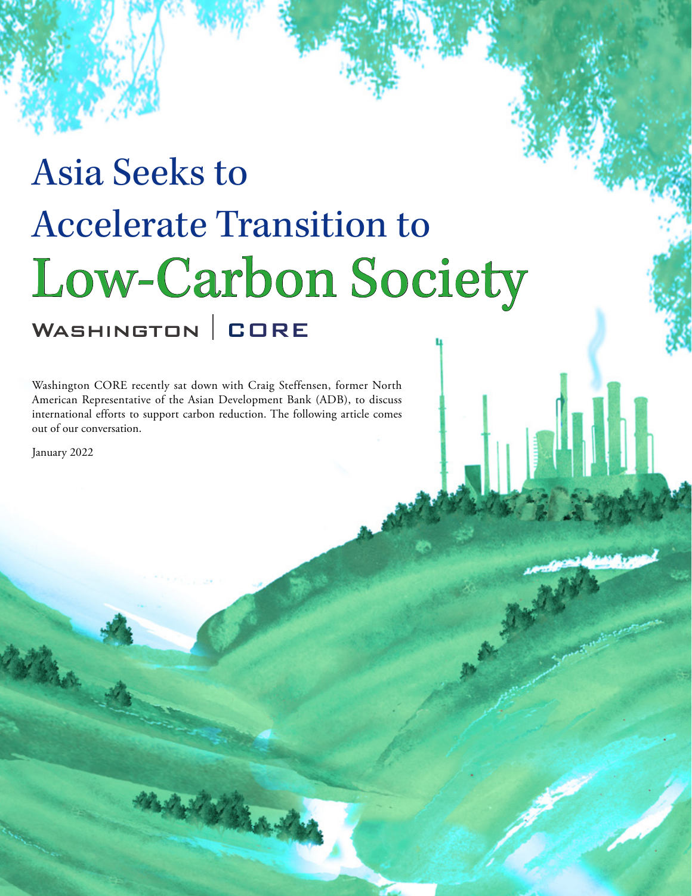# Asia Seeks to Accelerate Transition to Low-Carbon Society

WASHINGTON | CORE

Washington CORE recently sat down with Craig Steffensen, former North American Representative of the Asian Development Bank (ADB), to discuss international efforts to support carbon reduction. The following article comes out of our conversation.

January 2022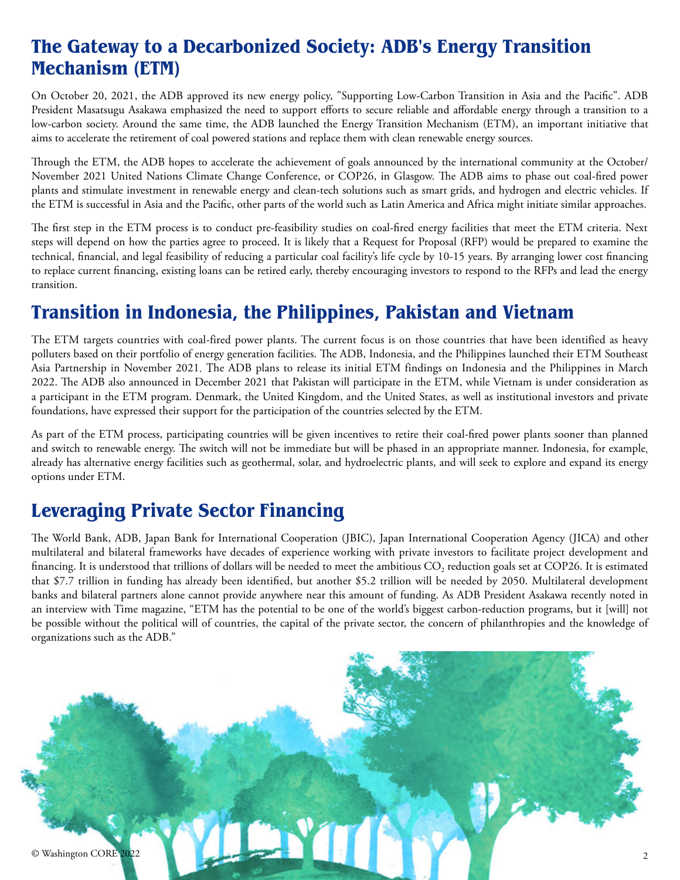## The Gateway to a Decarbonized Society: ADB's Energy Transition Mechanism (ETM)

On October 20, 2021, the ADB approved its new energy policy, "Supporting Low-Carbon Transition in Asia and the Pacific". ADB President Masatsugu Asakawa emphasized the need to support efforts to secure reliable and affordable energy through a transition to a low-carbon society. Around the same time, the ADB launched the Energy Transition Mechanism (ETM), an important initiative that aims to accelerate the retirement of coal powered stations and replace them with clean renewable energy sources.

Through the ETM, the ADB hopes to accelerate the achievement of goals announced by the international community at the October/November 2021 United Nations Climate Change Conference, or COP26, in Glasgow. The ADB aims to phase out coal-fired power plants and stimulate investment in renewable energy and clean-tech solutions such as smart grids, and hydrogen and electric vehicles. If the ETM is successful in Asia and the Pacific, other parts of the world such as Latin America and Africa might initiate similar approaches.

The first step in the ETM process is to conduct pre-feasibility studies on coal-fired energy facilities that meet the ETM criteria. Next steps will depend on how the parties agree to proceed. It is likely that a Request for Proposal (RFP) would be prepared to examine the technical, financial, and legal feasibility of reducing a particular coal facility's life cycle by 10-15 years. By arranging lower cost financing to replace current financing, existing loans can be retired early, thereby encouraging investors to respond to the RFPs and lead the energy transition.

## Transition in Indonesia, the Philippines, Pakistan and Vietnam

The ETM targets countries with coal-fired power plants. The current focus is on those countries that have been identified as heavy polluters based on their portfolio of energy generation facilities. The ADB, Indonesia, and the Philippines launched their ETM Southeast Asia Partnership in November 2021. The ADB plans to release its initial ETM findings on Indonesia and the Philippines in March 2022. The ADB also announced in December 2021 that Pakistan will participate in the ETM, while Vietnam is under consideration as a participant in the ETM program. Denmark, the United Kingdom, and the United States, as well as institutional investors and private foundations, have expressed their support for the participation of the countries selected by the ETM.

As part of the ETM process, participating countries will be given incentives to retire their coal-fired power plants sooner than planned and switch to renewable energy. The switch will not be immediate but will be phased in an appropriate manner. Indonesia, for example, already has alternative energy facilities such as geothermal, solar, and hydroelectric plants, and will seek to explore and expand its energy options under ETM.

## Leveraging Private Sector Financing

The World Bank, ADB, Japan Bank for International Cooperation (JBIC), Japan International Cooperation Agency (JICA) and other multilateral and bilateral frameworks have decades of experience working with private investors to facilitate project development and financing. It is understood that trillions of dollars will be needed to meet the ambitious $CO_2$ reduction goals set at COP26. It is estimated that $7.7 trillion in funding has already been identified, but another $5.2 trillion will be needed by 2050. Multilateral development banks and bilateral partners alone cannot provide anywhere near this amount of funding. As ADB President Asakawa recently noted in an interview with Time magazine, "ETM has the potential to be one of the world's biggest carbon-reduction programs, but it [will] not be possible without the political will of countries, the capital of the private sector, the concern of philanthropies and the knowledge of organizations such as the ADB."

© Washington CORE 2022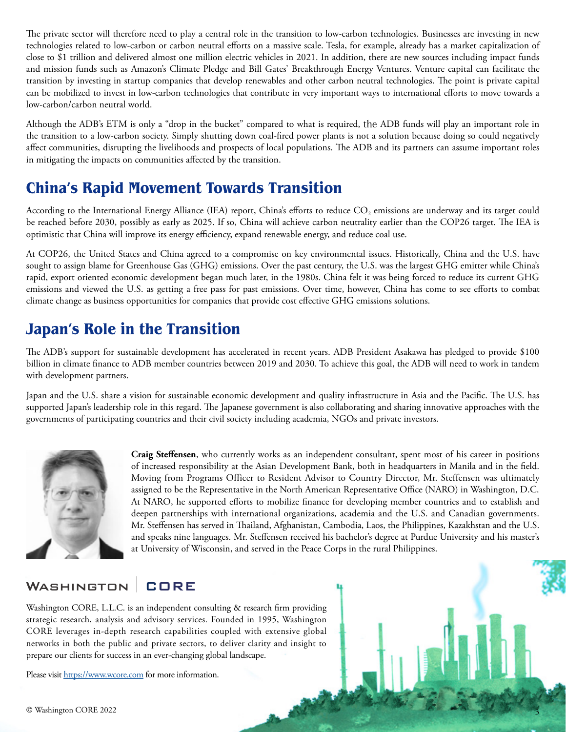The private sector will therefore need to play a central role in the transition to low-carbon technologies. Businesses are investing in new technologies related to low-carbon or carbon neutral efforts on a massive scale. Tesla, for example, already has a market capitalization of close to $1 trillion and delivered almost one million electric vehicles in 2021. In addition, there are new sources including impact funds and mission funds such as Amazon's Climate Pledge and Bill Gates' Breakthrough Energy Ventures. Venture capital can facilitate the transition by investing in startup companies that develop renewables and other carbon neutral technologies. The point is private capital can be mobilized to invest in low-carbon technologies that contribute in very important ways to international efforts to move towards a low-carbon/carbon neutral world.

Although the ADB's ETM is only a "drop in the bucket" compared to what is required, the ADB funds will play an important role in the transition to a low-carbon society. Simply shutting down coal-fired power plants is not a solution because doing so could negatively affect communities, disrupting the livelihoods and prospects of local populations. The ADB and its partners can assume important roles in mitigating the impacts on communities affected by the transition.

## China's Rapid Movement Towards Transition

According to the International Energy Alliance (IEA) report, China's efforts to reduce $CO_2$ emissions are underway and its target could be reached before 2030, possibly as early as 2025. If so, China will achieve carbon neutrality earlier than the COP26 target. The IEA is optimistic that China will improve its energy efficiency, expand renewable energy, and reduce coal use.

At COP26, the United States and China agreed to a compromise on key environmental issues. Historically, China and the U.S. have sought to assign blame for Greenhouse Gas (GHG) emissions. Over the past century, the U.S. was the largest GHG emitter while China's rapid, export oriented economic development began much later, in the 1980s. China felt it was being forced to reduce its current GHG emissions and viewed the U.S. as getting a free pass for past emissions. Over time, however, China has come to see efforts to combat climate change as business opportunities for companies that provide cost effective GHG emissions solutions.

## Japan's Role in the Transition

The ADB's support for sustainable development has accelerated in recent years. ADB President Asakawa has pledged to provide $100 billion in climate finance to ADB member countries between 2019 and 2030. To achieve this goal, the ADB will need to work in tandem with development partners.

Japan and the U.S. share a vision for sustainable economic development and quality infrastructure in Asia and the Pacific. The U.S. has supported Japan's leadership role in this regard. The Japanese government is also collaborating and sharing innovative approaches with the governments of participating countries and their civil society including academia, NGOs and private investors.

**Craig Steffensen**, who currently works as an independent consultant, spent most of his career in positions of increased responsibility at the Asian Development Bank, both in headquarters in Manila and in the field. Moving from Programs Officer to Resident Advisor to Country Director, Mr. Steffensen was ultimately assigned to be the Representative in the North American Representative Office (NARO) in Washington, D.C. At NARO, he supported efforts to mobilize finance for developing member countries and to establish and deepen partnerships with international organizations, academia and the U.S. and Canadian governments. Mr. Steffensen has served in Thailand, Afghanistan, Cambodia, Laos, the Philippines, Kazakhstan and the U.S. and speaks nine languages. Mr. Steffensen received his bachelor's degree at Purdue University and his master's at University of Wisconsin, and served in the Peace Corps in the rural Philippines.

WASHINGTON | CORE

Washington CORE, L.L.C. is an independent consulting & research firm providing strategic research, analysis and advisory services. Founded in 1995, Washington CORE leverages in-depth research capabilities coupled with extensive global networks in both the public and private sectors, to deliver clarity and insight to prepare our clients for success in an ever-changing global landscape.

Please visit https://www.wcore.com for more information.

© Washington CORE 2022